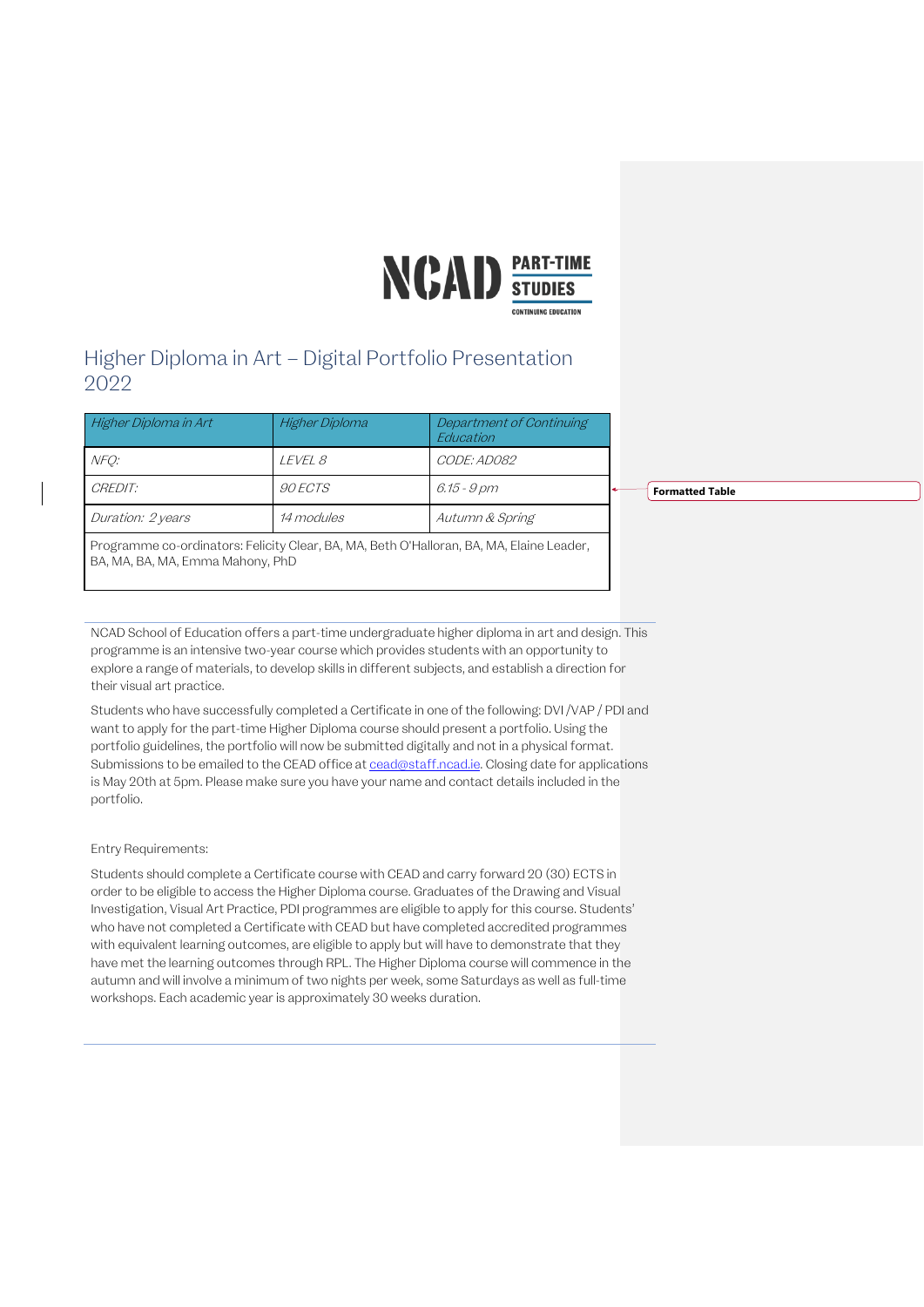# Higher Diploma in Art – Digital Portfolio Presentation 2022

| *Higher Diploma in Art* | *Higher Diploma* | *Department of Continuing Education* |
|---|---|---|
| *NFQ:* | *LEVEL 8* | *CODE: AD082* |
| *CREDIT:* | *90 ECTS* | *6.15 - 9 pm* |
| *Duration: 2 years* | *14 modules* | *Autumn & Spring* |
| Programme co-ordinators: Felicity Clear, BA, MA, Beth O'Halloran, BA, MA, Elaine Leader, BA, MA, BA, MA, Emma Mahony, PhD | | |

NCAD School of Education offers a part-time undergraduate higher diploma in art and design. This programme is an intensive two-year course which provides students with an opportunity to explore a range of materials, to develop skills in different subjects, and establish a direction for their visual art practice.

Students who have successfully completed a Certificate in one of the following: DVI /VAP / PDI and want to apply for the part-time Higher Diploma course should present a portfolio. Using the portfolio guidelines, the portfolio will now be submitted digitally and not in a physical format. Submissions to be emailed to the CEAD office at cead@staff.ncad.ie. Closing date for applications is May 20th at 5pm. Please make sure you have your name and contact details included in the portfolio.

Entry Requirements:

Students should complete a Certificate course with CEAD and carry forward 20 (30) ECTS in order to be eligible to access the Higher Diploma course. Graduates of the Drawing and Visual Investigation, Visual Art Practice, PDI programmes are eligible to apply for this course. Students' who have not completed a Certificate with CEAD but have completed accredited programmes with equivalent learning outcomes, are eligible to apply but will have to demonstrate that they have met the learning outcomes through RPL. The Higher Diploma course will commence in the autumn and will involve a minimum of two nights per week, some Saturdays as well as full-time workshops. Each academic year is approximately 30 weeks duration.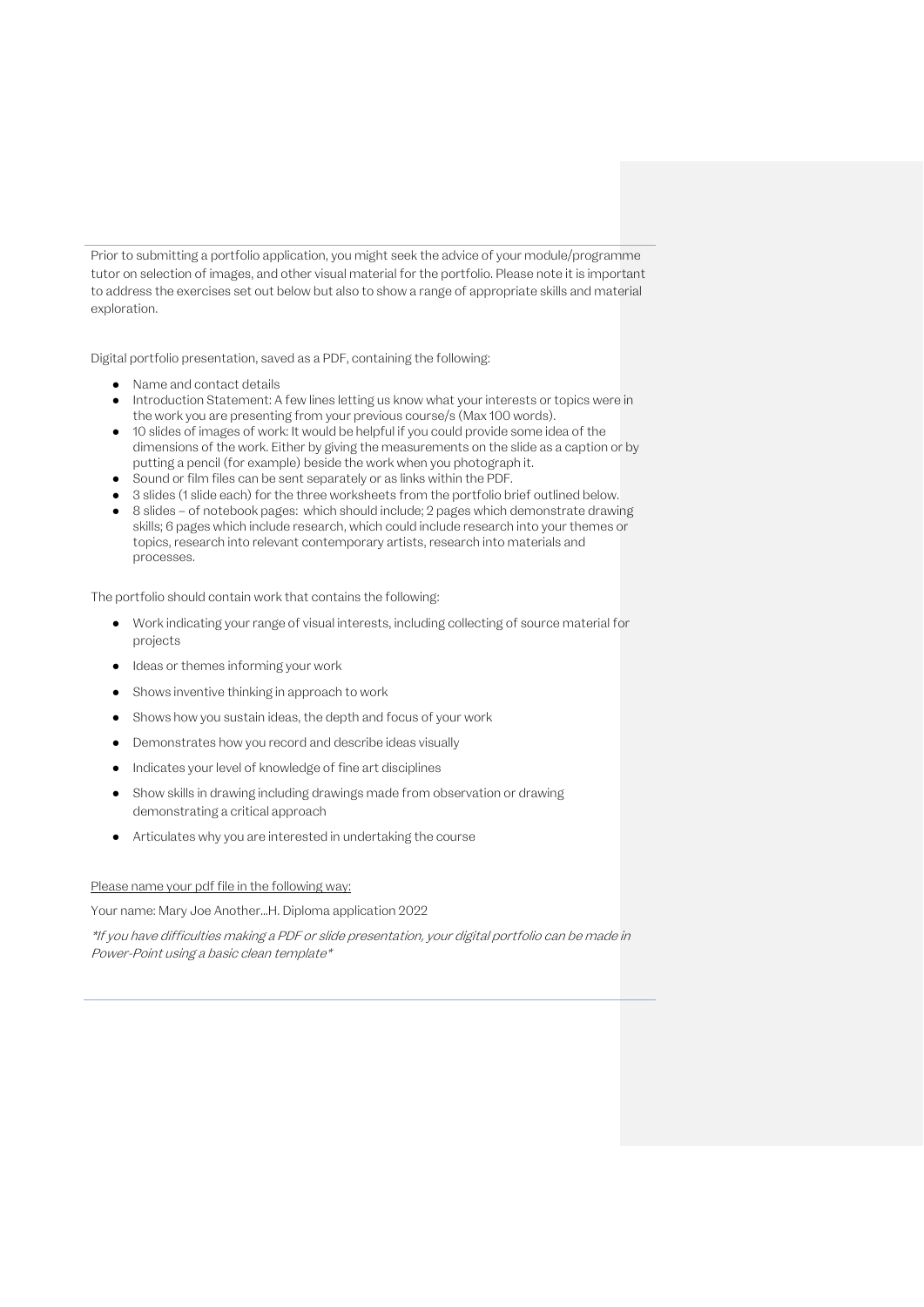Prior to submitting a portfolio application, you might seek the advice of your module/programme tutor on selection of images, and other visual material for the portfolio. Please note it is important to address the exercises set out below but also to show a range of appropriate skills and material exploration.

Digital portfolio presentation, saved as a PDF, containing the following:

- Name and contact details
- Introduction Statement: A few lines letting us know what your interests or topics were in the work you are presenting from your previous course/s (Max 100 words).
- 10 slides of images of work: It would be helpful if you could provide some idea of the dimensions of the work. Either by giving the measurements on the slide as a caption or by putting a pencil (for example) beside the work when you photograph it.
- Sound or film files can be sent separately or as links within the PDF.
- 3 slides (1 slide each) for the three worksheets from the portfolio brief outlined below.
- 8 slides – of notebook pages: which should include; 2 pages which demonstrate drawing skills; 6 pages which include research, which could include research into your themes or topics, research into relevant contemporary artists, research into materials and processes.

The portfolio should contain work that contains the following:

- Work indicating your range of visual interests, including collecting of source material for projects
- Ideas or themes informing your work
- Shows inventive thinking in approach to work
- Shows how you sustain ideas, the depth and focus of your work
- Demonstrates how you record and describe ideas visually
- Indicates your level of knowledge of fine art disciplines
- Show skills in drawing including drawings made from observation or drawing demonstrating a critical approach
- Articulates why you are interested in undertaking the course

<u>Please name your pdf file in the following way:</u>

Your name: Mary Joe Another...H. Diploma application 2022

*\*If you have difficulties making a PDF or slide presentation, your digital portfolio can be made in Power-Point using a basic clean template\**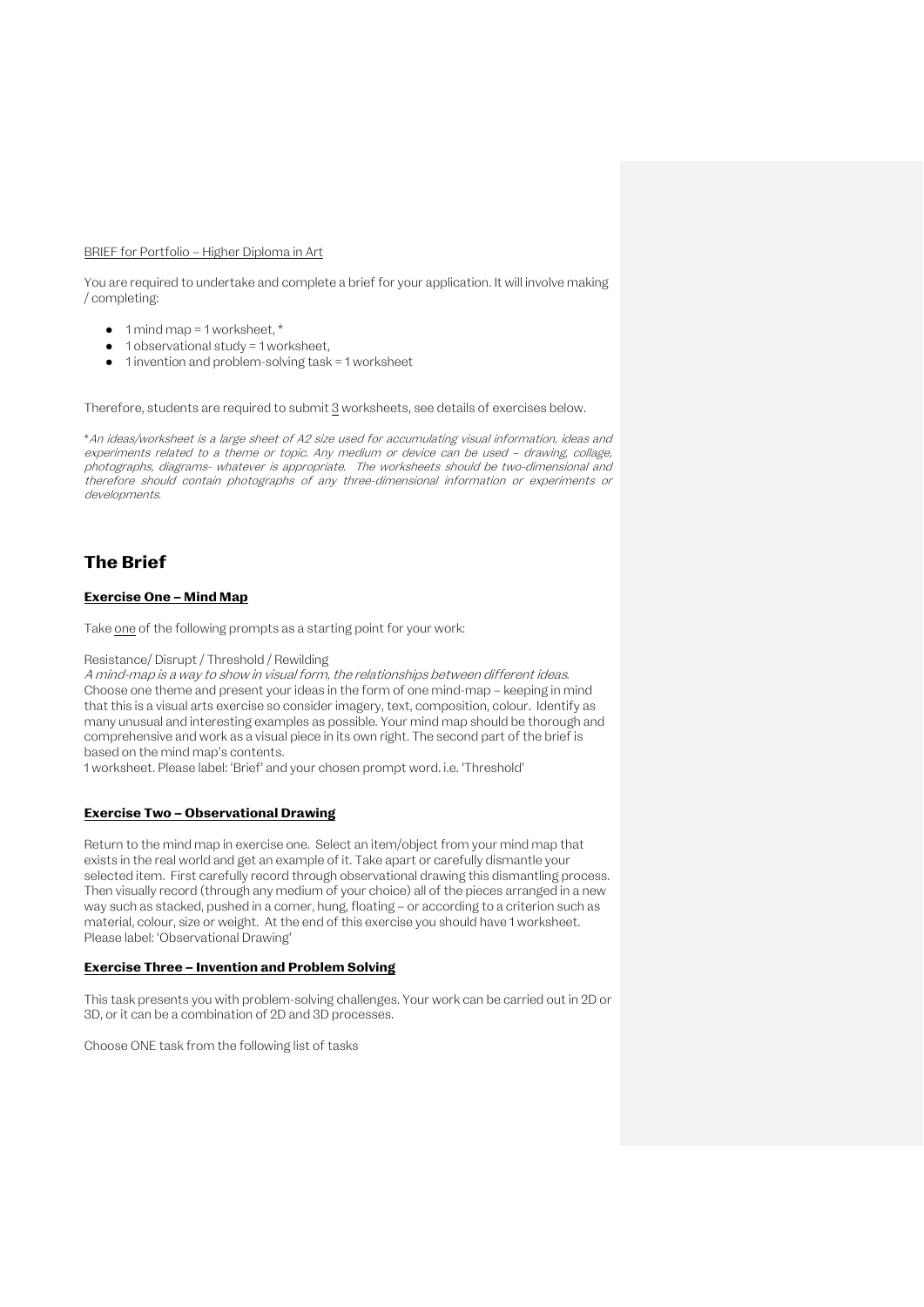<u>BRIEF for Portfolio – Higher Diploma in Art</u>

You are required to undertake and complete a brief for your application. It will involve making / completing:

- 1 mind map = 1 worksheet, *
- 1 observational study = 1 worksheet,
- 1 invention and problem-solving task = 1 worksheet

Therefore, students are required to submit <u>3</u> worksheets, see details of exercises below.

**An ideas/worksheet is a large sheet of A2 size used for accumulating visual information, ideas and experiments related to a theme or topic. Any medium or device can be used – drawing, collage, photographs, diagrams- whatever is appropriate. The worksheets should be two-dimensional and therefore should contain photographs of any three-dimensional information or experiments or developments.*

## The Brief

### <u>Exercise One – Mind Map</u>

Take <u>one</u> of the following prompts as a starting point for your work:

Resistance/ Disrupt / Threshold / Rewilding

*A mind-map is a way to show in visual form, the relationships between different ideas.* Choose one theme and present your ideas in the form of one mind-map – keeping in mind that this is a visual arts exercise so consider imagery, text, composition, colour. Identify as many unusual and interesting examples as possible. Your mind map should be thorough and comprehensive and work as a visual piece in its own right. The second part of the brief is based on the mind map's contents.

1 worksheet. Please label: 'Brief' and your chosen prompt word. i.e. 'Threshold'

### <u>Exercise Two – Observational Drawing</u>

Return to the mind map in exercise one. Select an item/object from your mind map that exists in the real world and get an example of it. Take apart or carefully dismantle your selected item. First carefully record through observational drawing this dismantling process. Then visually record (through any medium of your choice) all of the pieces arranged in a new way such as stacked, pushed in a corner, hung, floating – or according to a criterion such as material, colour, size or weight. At the end of this exercise you should have 1 worksheet. Please label: 'Observational Drawing'

### <u>Exercise Three – Invention and Problem Solving</u>

This task presents you with problem-solving challenges. Your work can be carried out in 2D or 3D, or it can be a combination of 2D and 3D processes.

Choose ONE task from the following list of tasks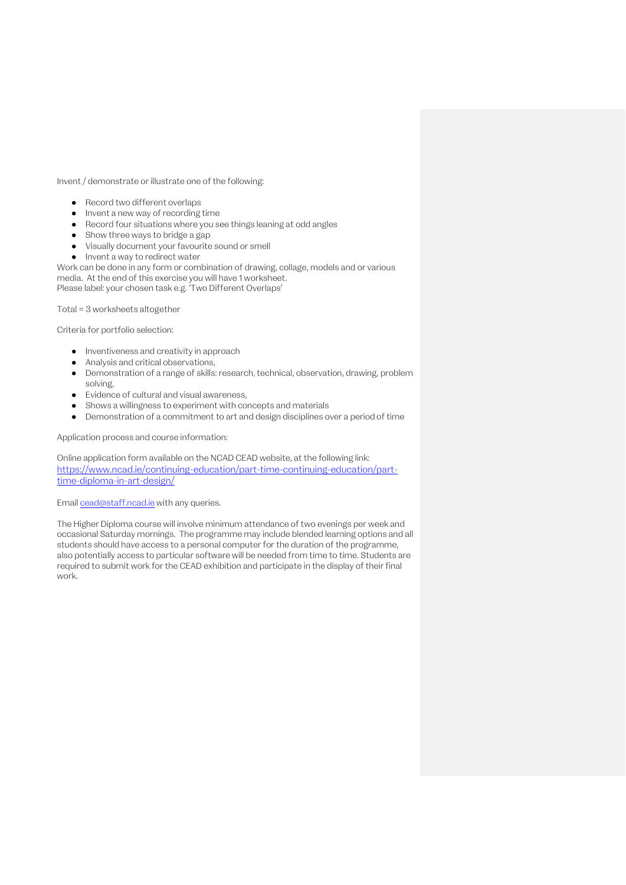Invent / demonstrate or illustrate one of the following:

- Record two different overlaps
- Invent a new way of recording time
- Record four situations where you see things leaning at odd angles
- Show three ways to bridge a gap
- Visually document your favourite sound or smell
- Invent a way to redirect water

Work can be done in any form or combination of drawing, collage, models and or various media. At the end of this exercise you will have 1 worksheet.
Please label: your chosen task e.g. 'Two Different Overlaps'

Total = 3 worksheets altogether

Criteria for portfolio selection:

- Inventiveness and creativity in approach
- Analysis and critical observations,
- Demonstration of a range of skills: research, technical, observation, drawing, problem solving,
- Evidence of cultural and visual awareness,
- Shows a willingness to experiment with concepts and materials
- Demonstration of a commitment to art and design disciplines over a period of time

Application process and course information:

Online application form available on the NCAD CEAD website, at the following link: [https://www.ncad.ie/continuing-education/part-time-continuing-education/part-time-diploma-in-art-design/](https://www.ncad.ie/continuing-education/part-time-continuing-education/part-time-diploma-in-art-design/)

Email [cead@staff.ncad.ie](mailto:cead@staff.ncad.ie) with any queries.

The Higher Diploma course will involve minimum attendance of two evenings per week and occasional Saturday mornings. The programme may include blended learning options and all students should have access to a personal computer for the duration of the programme, also potentially access to particular software will be needed from time to time. Students are required to submit work for the CEAD exhibition and participate in the display of their final work.